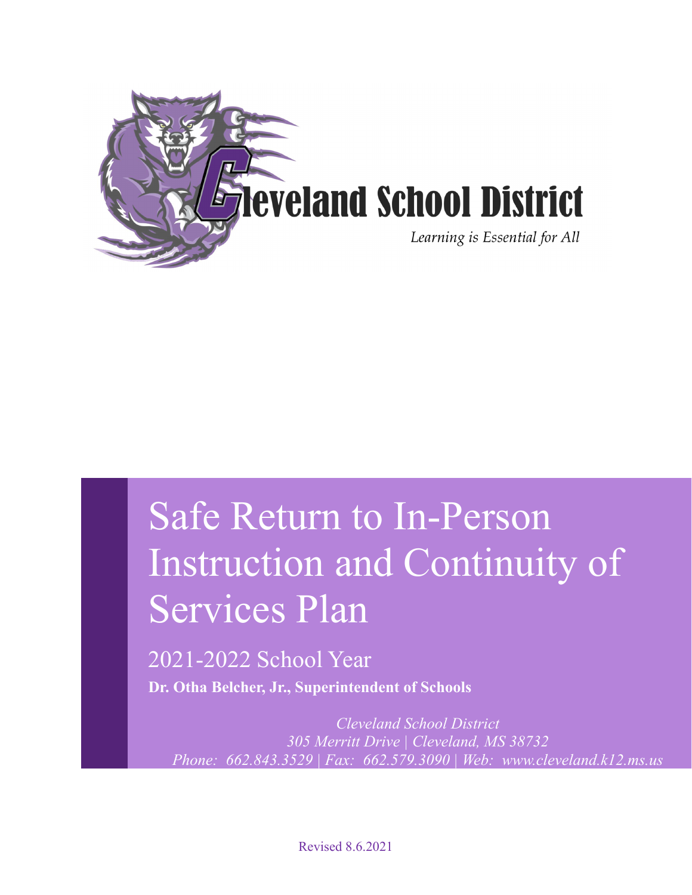Cleveland School District

*Learning is Essential for All*

# Safe Return to In-Person Instruction and Continuity of Services Plan

## 2021-2022 School Year

**Dr. Otha Belcher, Jr., Superintendent of Schools**

*Cleveland School District*
*305 Merritt Drive | Cleveland, MS 38732*
*Phone: 662.843.3529 | Fax: 662.579.3090 | Web: www.cleveland.k12.ms.us*

Revised 8.6.2021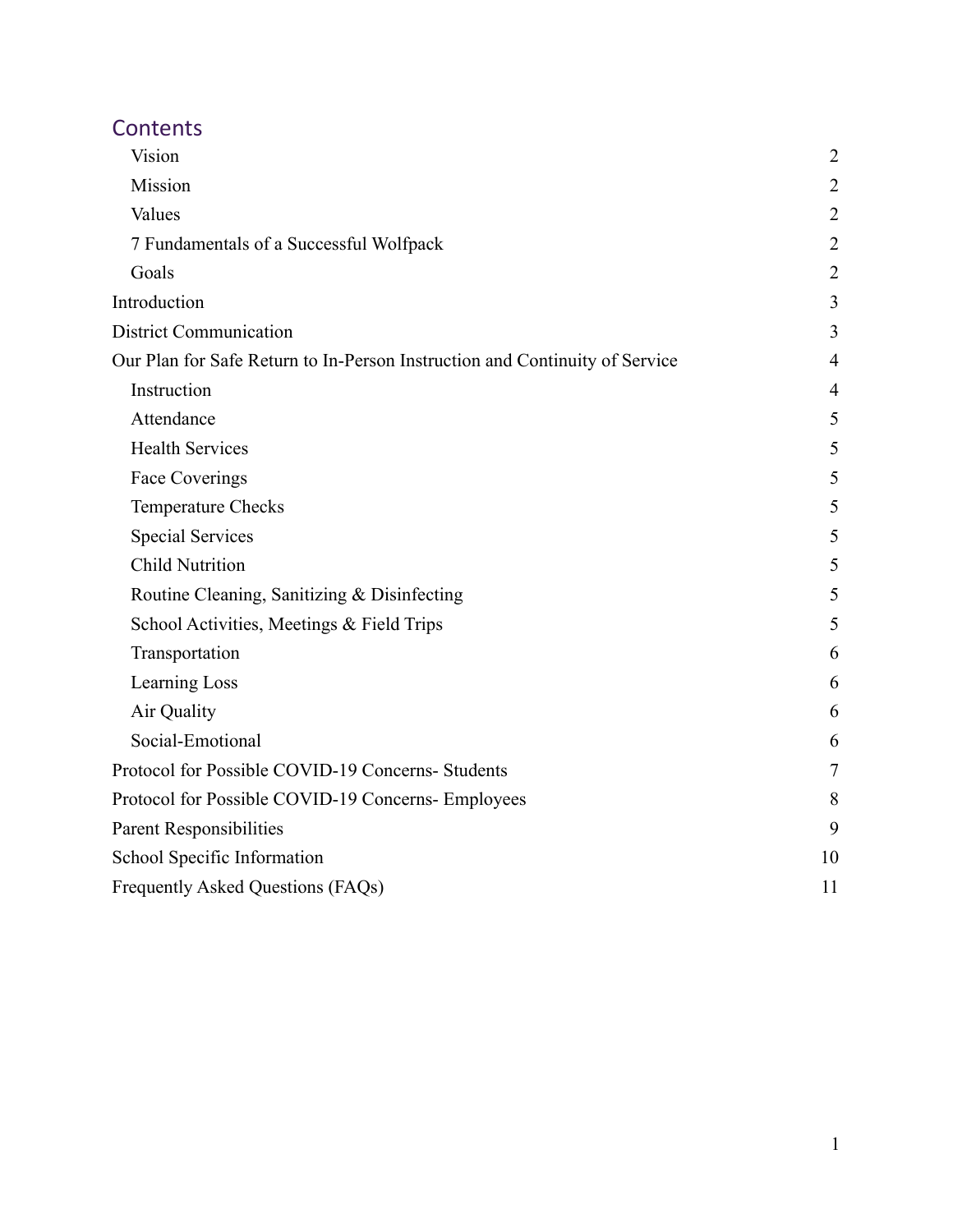## Contents

| | |
|---|---|
| &nbsp;&nbsp;&nbsp;&nbsp;Vision | 2 |
| &nbsp;&nbsp;&nbsp;&nbsp;Mission | 2 |
| &nbsp;&nbsp;&nbsp;&nbsp;Values | 2 |
| &nbsp;&nbsp;&nbsp;&nbsp;7 Fundamentals of a Successful Wolfpack | 2 |
| &nbsp;&nbsp;&nbsp;&nbsp;Goals | 2 |
| Introduction | 3 |
| District Communication | 3 |
| Our Plan for Safe Return to In-Person Instruction and Continuity of Service | 4 |
| &nbsp;&nbsp;&nbsp;&nbsp;Instruction | 4 |
| &nbsp;&nbsp;&nbsp;&nbsp;Attendance | 5 |
| &nbsp;&nbsp;&nbsp;&nbsp;Health Services | 5 |
| &nbsp;&nbsp;&nbsp;&nbsp;Face Coverings | 5 |
| &nbsp;&nbsp;&nbsp;&nbsp;Temperature Checks | 5 |
| &nbsp;&nbsp;&nbsp;&nbsp;Special Services | 5 |
| &nbsp;&nbsp;&nbsp;&nbsp;Child Nutrition | 5 |
| &nbsp;&nbsp;&nbsp;&nbsp;Routine Cleaning, Sanitizing & Disinfecting | 5 |
| &nbsp;&nbsp;&nbsp;&nbsp;School Activities, Meetings & Field Trips | 5 |
| &nbsp;&nbsp;&nbsp;&nbsp;Transportation | 6 |
| &nbsp;&nbsp;&nbsp;&nbsp;Learning Loss | 6 |
| &nbsp;&nbsp;&nbsp;&nbsp;Air Quality | 6 |
| &nbsp;&nbsp;&nbsp;&nbsp;Social-Emotional | 6 |
| Protocol for Possible COVID-19 Concerns- Students | 7 |
| Protocol for Possible COVID-19 Concerns- Employees | 8 |
| Parent Responsibilities | 9 |
| School Specific Information | 10 |
| Frequently Asked Questions (FAQs) | 11 |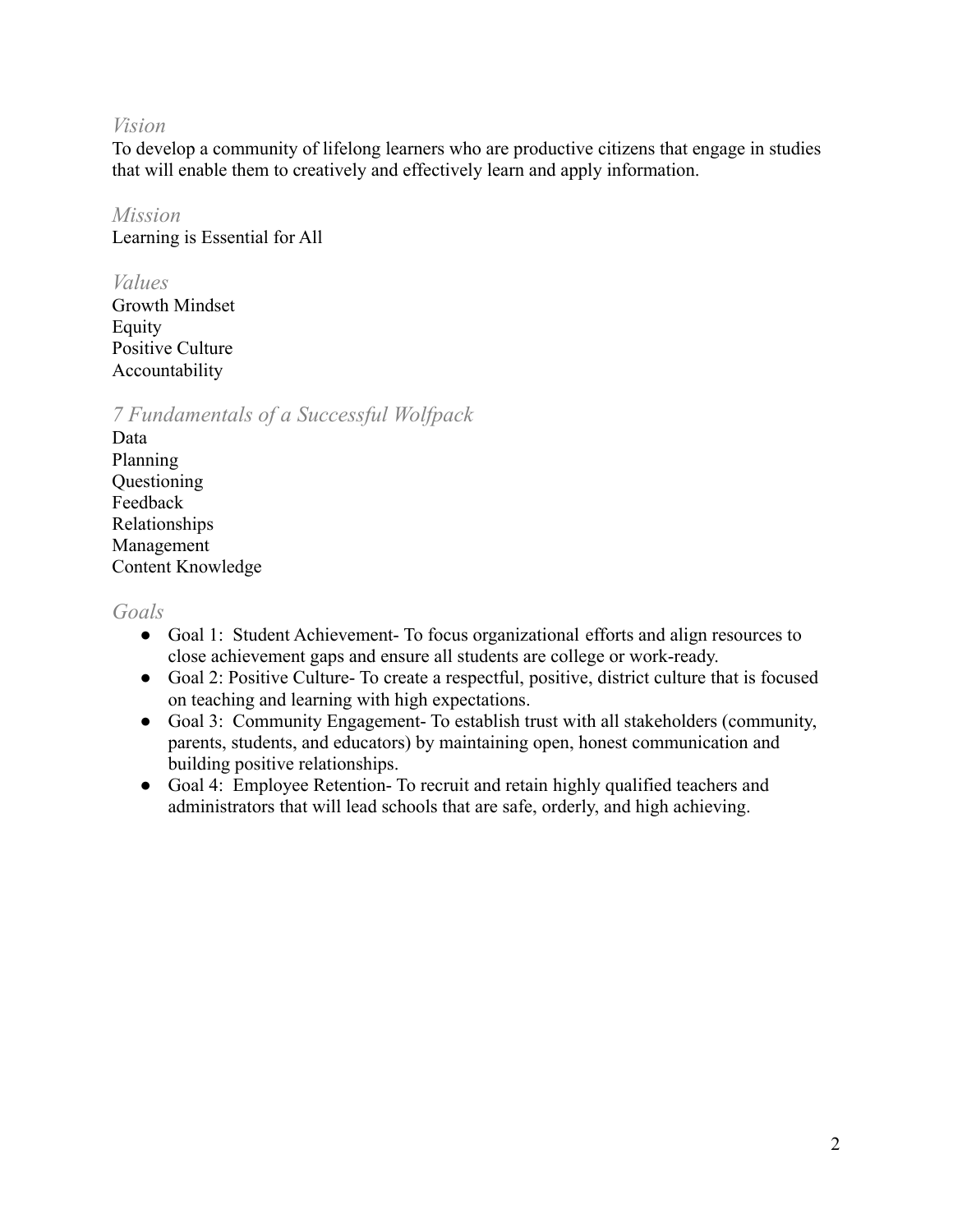## *Vision*

To develop a community of lifelong learners who are productive citizens that engage in studies that will enable them to creatively and effectively learn and apply information.

## *Mission*

Learning is Essential for All

## *Values*

Growth Mindset
Equity
Positive Culture
Accountability

## *7 Fundamentals of a Successful Wolfpack*

Data
Planning
Questioning
Feedback
Relationships
Management
Content Knowledge

## *Goals*

- Goal 1: Student Achievement- To focus organizational efforts and align resources to close achievement gaps and ensure all students are college or work-ready.
- Goal 2: Positive Culture- To create a respectful, positive, district culture that is focused on teaching and learning with high expectations.
- Goal 3: Community Engagement- To establish trust with all stakeholders (community, parents, students, and educators) by maintaining open, honest communication and building positive relationships.
- Goal 4: Employee Retention- To recruit and retain highly qualified teachers and administrators that will lead schools that are safe, orderly, and high achieving.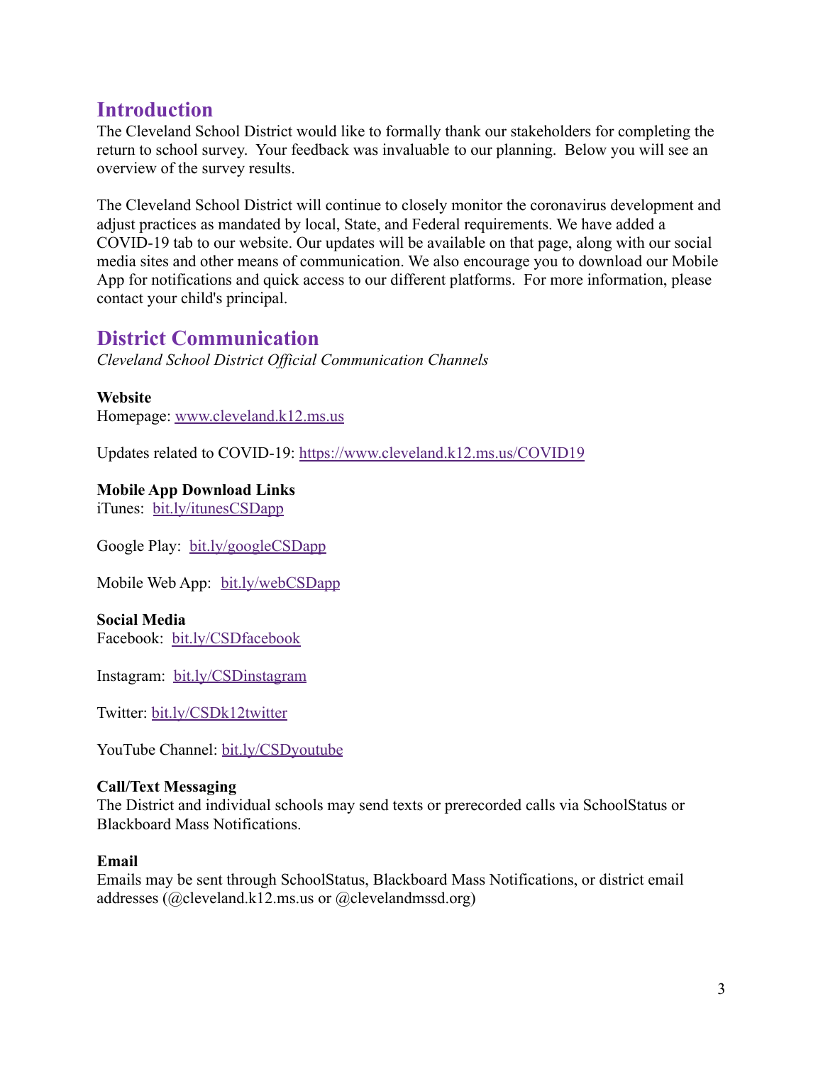## Introduction

The Cleveland School District would like to formally thank our stakeholders for completing the return to school survey. Your feedback was invaluable to our planning. Below you will see an overview of the survey results.

The Cleveland School District will continue to closely monitor the coronavirus development and adjust practices as mandated by local, State, and Federal requirements. We have added a COVID-19 tab to our website. Our updates will be available on that page, along with our social media sites and other means of communication. We also encourage you to download our Mobile App for notifications and quick access to our different platforms. For more information, please contact your child's principal.

## District Communication

*Cleveland School District Official Communication Channels*

**Website**

Homepage: www.cleveland.k12.ms.us

Updates related to COVID-19: https://www.cleveland.k12.ms.us/COVID19

**Mobile App Download Links**

iTunes: bit.ly/itunesCSDapp

Google Play: bit.ly/googleCSDapp

Mobile Web App: bit.ly/webCSDapp

**Social Media**

Facebook: bit.ly/CSDfacebook

Instagram: bit.ly/CSDinstagram

Twitter: bit.ly/CSDk12twitter

YouTube Channel: bit.ly/CSDyoutube

**Call/Text Messaging**

The District and individual schools may send texts or prerecorded calls via SchoolStatus or Blackboard Mass Notifications.

**Email**

Emails may be sent through SchoolStatus, Blackboard Mass Notifications, or district email addresses (@cleveland.k12.ms.us or @clevelandmssd.org)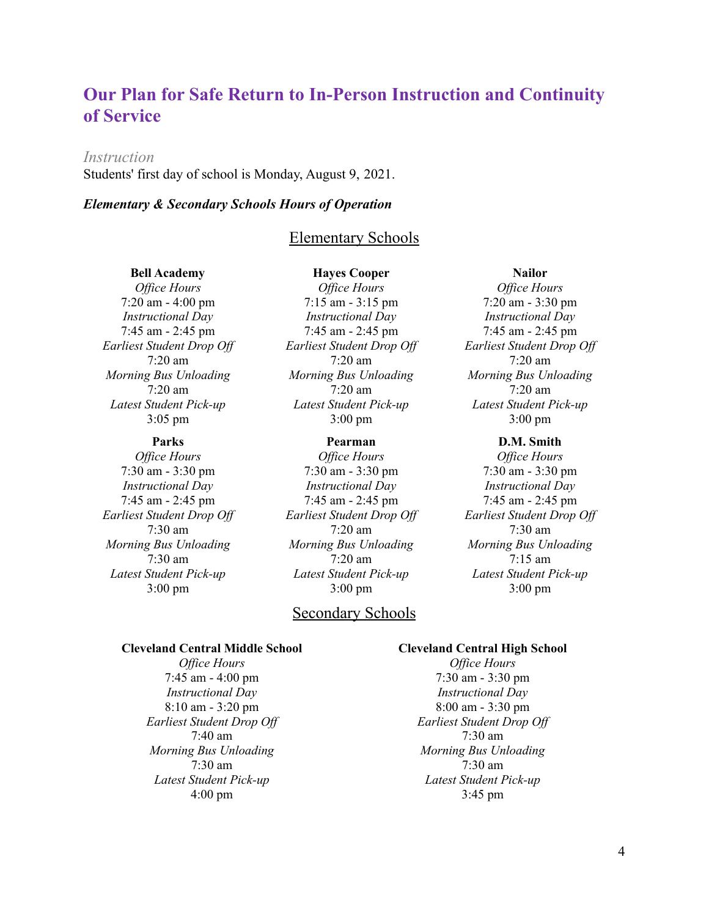# Our Plan for Safe Return to In-Person Instruction and Continuity of Service

*Instruction*

Students' first day of school is Monday, August 9, 2021.

***Elementary & Secondary Schools Hours of Operation***

## Elementary Schools

**Bell Academy**

*Office Hours*
7:20 am - 4:00 pm
*Instructional Day*
7:45 am - 2:45 pm
*Earliest Student Drop Off*
7:20 am
*Morning Bus Unloading*
7:20 am
*Latest Student Pick-up*
3:05 pm

**Hayes Cooper**

*Office Hours*
7:15 am - 3:15 pm
*Instructional Day*
7:45 am - 2:45 pm
*Earliest Student Drop Off*
7:20 am
*Morning Bus Unloading*
7:20 am
*Latest Student Pick-up*
3:00 pm

**Nailor**

*Office Hours*
7:20 am - 3:30 pm
*Instructional Day*
7:45 am - 2:45 pm
*Earliest Student Drop Off*
7:20 am
*Morning Bus Unloading*
7:20 am
*Latest Student Pick-up*
3:00 pm

**Parks**

*Office Hours*
7:30 am - 3:30 pm
*Instructional Day*
7:45 am - 2:45 pm
*Earliest Student Drop Off*
7:30 am
*Morning Bus Unloading*
7:30 am
*Latest Student Pick-up*
3:00 pm

**Pearman**

*Office Hours*
7:30 am - 3:30 pm
*Instructional Day*
7:45 am - 2:45 pm
*Earliest Student Drop Off*
7:20 am
*Morning Bus Unloading*
7:20 am
*Latest Student Pick-up*
3:00 pm

**D.M. Smith**

*Office Hours*
7:30 am - 3:30 pm
*Instructional Day*
7:45 am - 2:45 pm
*Earliest Student Drop Off*
7:30 am
*Morning Bus Unloading*
7:15 am
*Latest Student Pick-up*
3:00 pm

## Secondary Schools

**Cleveland Central Middle School**

*Office Hours*
7:45 am - 4:00 pm
*Instructional Day*
8:10 am - 3:20 pm
*Earliest Student Drop Off*
7:40 am
*Morning Bus Unloading*
7:30 am
*Latest Student Pick-up*
4:00 pm

**Cleveland Central High School**

*Office Hours*
7:30 am - 3:30 pm
*Instructional Day*
8:00 am - 3:30 pm
*Earliest Student Drop Off*
7:30 am
*Morning Bus Unloading*
7:30 am
*Latest Student Pick-up*
3:45 pm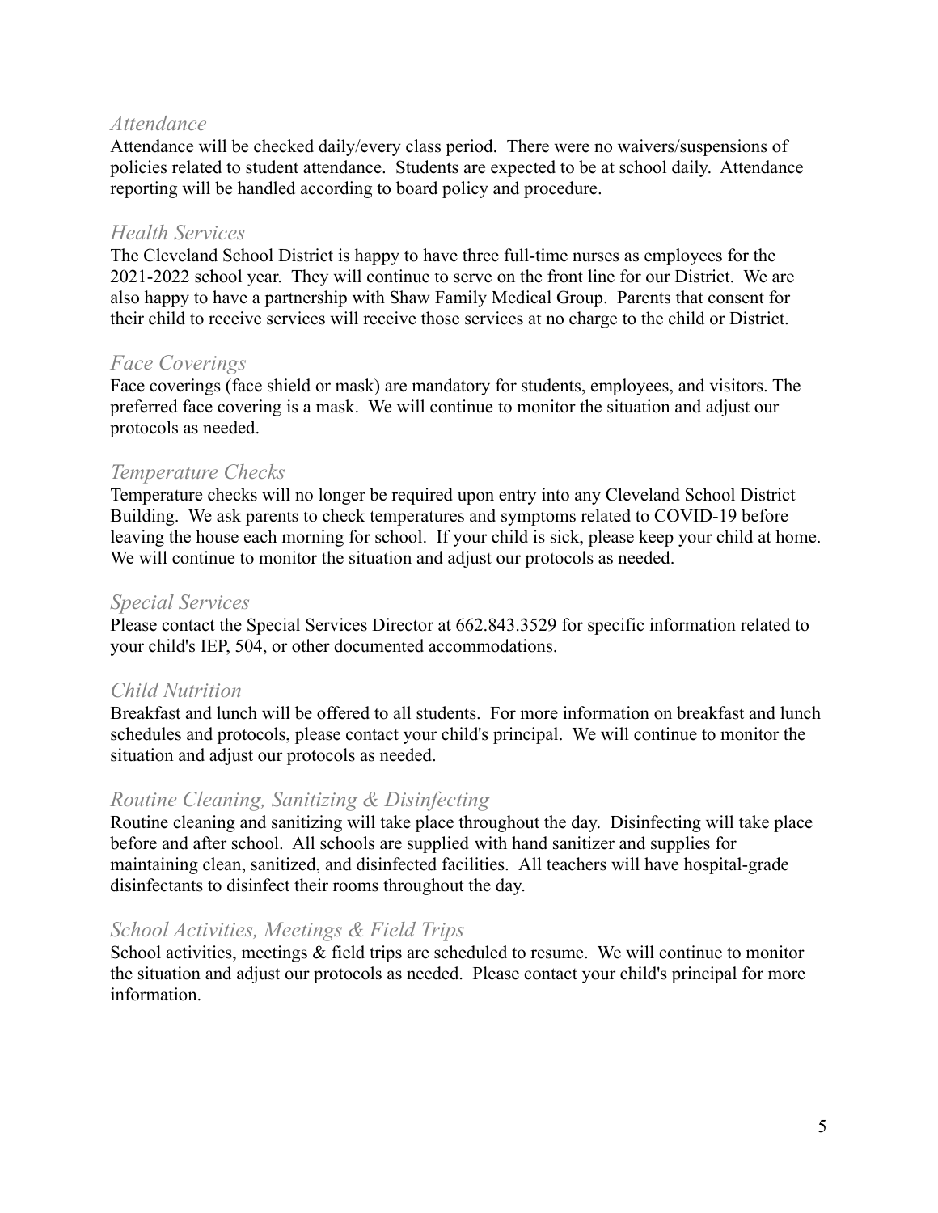### *Attendance*

Attendance will be checked daily/every class period. There were no waivers/suspensions of policies related to student attendance. Students are expected to be at school daily. Attendance reporting will be handled according to board policy and procedure.

### *Health Services*

The Cleveland School District is happy to have three full-time nurses as employees for the 2021-2022 school year. They will continue to serve on the front line for our District. We are also happy to have a partnership with Shaw Family Medical Group. Parents that consent for their child to receive services will receive those services at no charge to the child or District.

### *Face Coverings*

Face coverings (face shield or mask) are mandatory for students, employees, and visitors. The preferred face covering is a mask. We will continue to monitor the situation and adjust our protocols as needed.

### *Temperature Checks*

Temperature checks will no longer be required upon entry into any Cleveland School District Building. We ask parents to check temperatures and symptoms related to COVID-19 before leaving the house each morning for school. If your child is sick, please keep your child at home. We will continue to monitor the situation and adjust our protocols as needed.

### *Special Services*

Please contact the Special Services Director at 662.843.3529 for specific information related to your child's IEP, 504, or other documented accommodations.

### *Child Nutrition*

Breakfast and lunch will be offered to all students. For more information on breakfast and lunch schedules and protocols, please contact your child's principal. We will continue to monitor the situation and adjust our protocols as needed.

### *Routine Cleaning, Sanitizing & Disinfecting*

Routine cleaning and sanitizing will take place throughout the day. Disinfecting will take place before and after school. All schools are supplied with hand sanitizer and supplies for maintaining clean, sanitized, and disinfected facilities. All teachers will have hospital-grade disinfectants to disinfect their rooms throughout the day.

### *School Activities, Meetings & Field Trips*

School activities, meetings & field trips are scheduled to resume. We will continue to monitor the situation and adjust our protocols as needed. Please contact your child's principal for more information.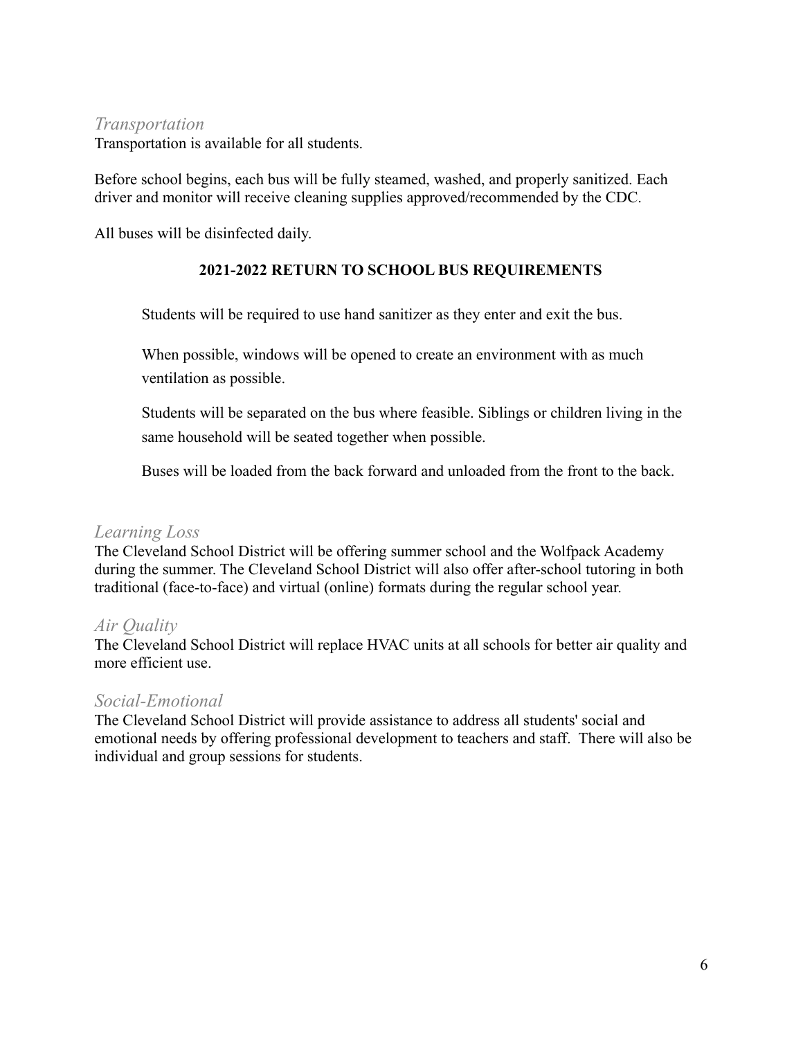### *Transportation*

Transportation is available for all students.

Before school begins, each bus will be fully steamed, washed, and properly sanitized. Each driver and monitor will receive cleaning supplies approved/recommended by the CDC.

All buses will be disinfected daily.

**2021-2022 RETURN TO SCHOOL BUS REQUIREMENTS**

Students will be required to use hand sanitizer as they enter and exit the bus.

When possible, windows will be opened to create an environment with as much ventilation as possible.

Students will be separated on the bus where feasible. Siblings or children living in the same household will be seated together when possible.

Buses will be loaded from the back forward and unloaded from the front to the back.

### *Learning Loss*

The Cleveland School District will be offering summer school and the Wolfpack Academy during the summer. The Cleveland School District will also offer after-school tutoring in both traditional (face-to-face) and virtual (online) formats during the regular school year.

### *Air Quality*

The Cleveland School District will replace HVAC units at all schools for better air quality and more efficient use.

### *Social-Emotional*

The Cleveland School District will provide assistance to address all students' social and emotional needs by offering professional development to teachers and staff. There will also be individual and group sessions for students.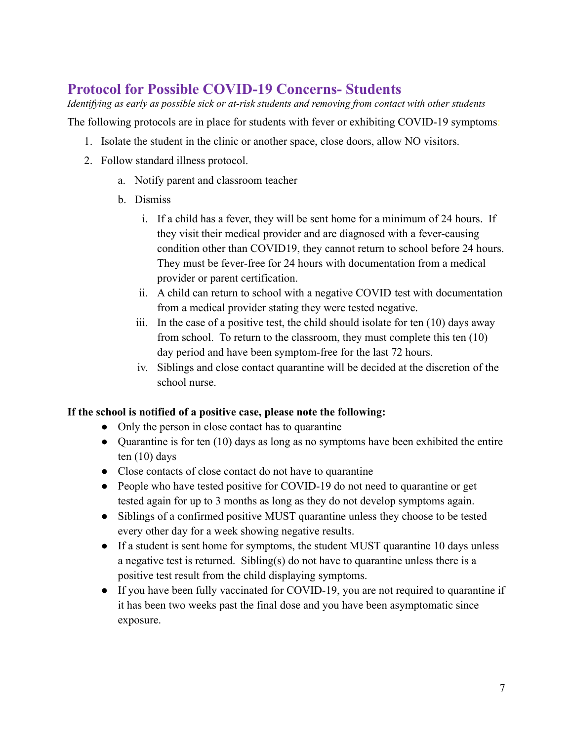## Protocol for Possible COVID-19 Concerns- Students

*Identifying as early as possible sick or at-risk students and removing from contact with other students*

The following protocols are in place for students with fever or exhibiting COVID-19 symptoms:

1. Isolate the student in the clinic or another space, close doors, allow NO visitors.
2. Follow standard illness protocol.
   a. Notify parent and classroom teacher
   b. Dismiss
      i. If a child has a fever, they will be sent home for a minimum of 24 hours. If they visit their medical provider and are diagnosed with a fever-causing condition other than COVID19, they cannot return to school before 24 hours. They must be fever-free for 24 hours with documentation from a medical provider or parent certification.
      ii. A child can return to school with a negative COVID test with documentation from a medical provider stating they were tested negative.
      iii. In the case of a positive test, the child should isolate for ten (10) days away from school. To return to the classroom, they must complete this ten (10) day period and have been symptom-free for the last 72 hours.
      iv. Siblings and close contact quarantine will be decided at the discretion of the school nurse.

**If the school is notified of a positive case, please note the following:**

- Only the person in close contact has to quarantine
- Quarantine is for ten (10) days as long as no symptoms have been exhibited the entire ten (10) days
- Close contacts of close contact do not have to quarantine
- People who have tested positive for COVID-19 do not need to quarantine or get tested again for up to 3 months as long as they do not develop symptoms again.
- Siblings of a confirmed positive MUST quarantine unless they choose to be tested every other day for a week showing negative results.
- If a student is sent home for symptoms, the student MUST quarantine 10 days unless a negative test is returned. Sibling(s) do not have to quarantine unless there is a positive test result from the child displaying symptoms.
- If you have been fully vaccinated for COVID-19, you are not required to quarantine if it has been two weeks past the final dose and you have been asymptomatic since exposure.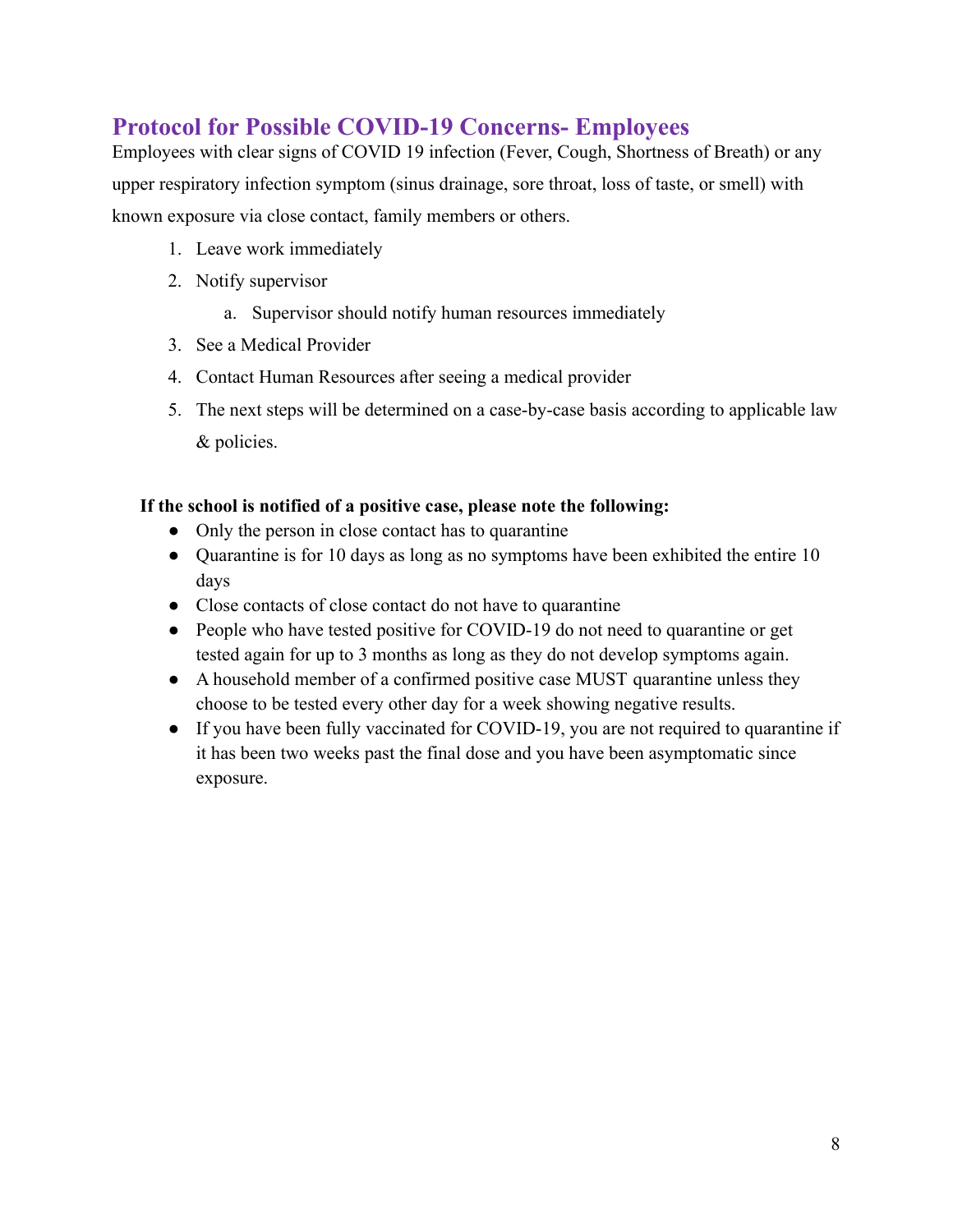## Protocol for Possible COVID-19 Concerns- Employees

Employees with clear signs of COVID 19 infection (Fever, Cough, Shortness of Breath) or any upper respiratory infection symptom (sinus drainage, sore throat, loss of taste, or smell) with known exposure via close contact, family members or others.

1. Leave work immediately
2. Notify supervisor
   a. Supervisor should notify human resources immediately
3. See a Medical Provider
4. Contact Human Resources after seeing a medical provider
5. The next steps will be determined on a case-by-case basis according to applicable law & policies.

**If the school is notified of a positive case, please note the following:**

- Only the person in close contact has to quarantine
- Quarantine is for 10 days as long as no symptoms have been exhibited the entire 10 days
- Close contacts of close contact do not have to quarantine
- People who have tested positive for COVID-19 do not need to quarantine or get tested again for up to 3 months as long as they do not develop symptoms again.
- A household member of a confirmed positive case MUST quarantine unless they choose to be tested every other day for a week showing negative results.
- If you have been fully vaccinated for COVID-19, you are not required to quarantine if it has been two weeks past the final dose and you have been asymptomatic since exposure.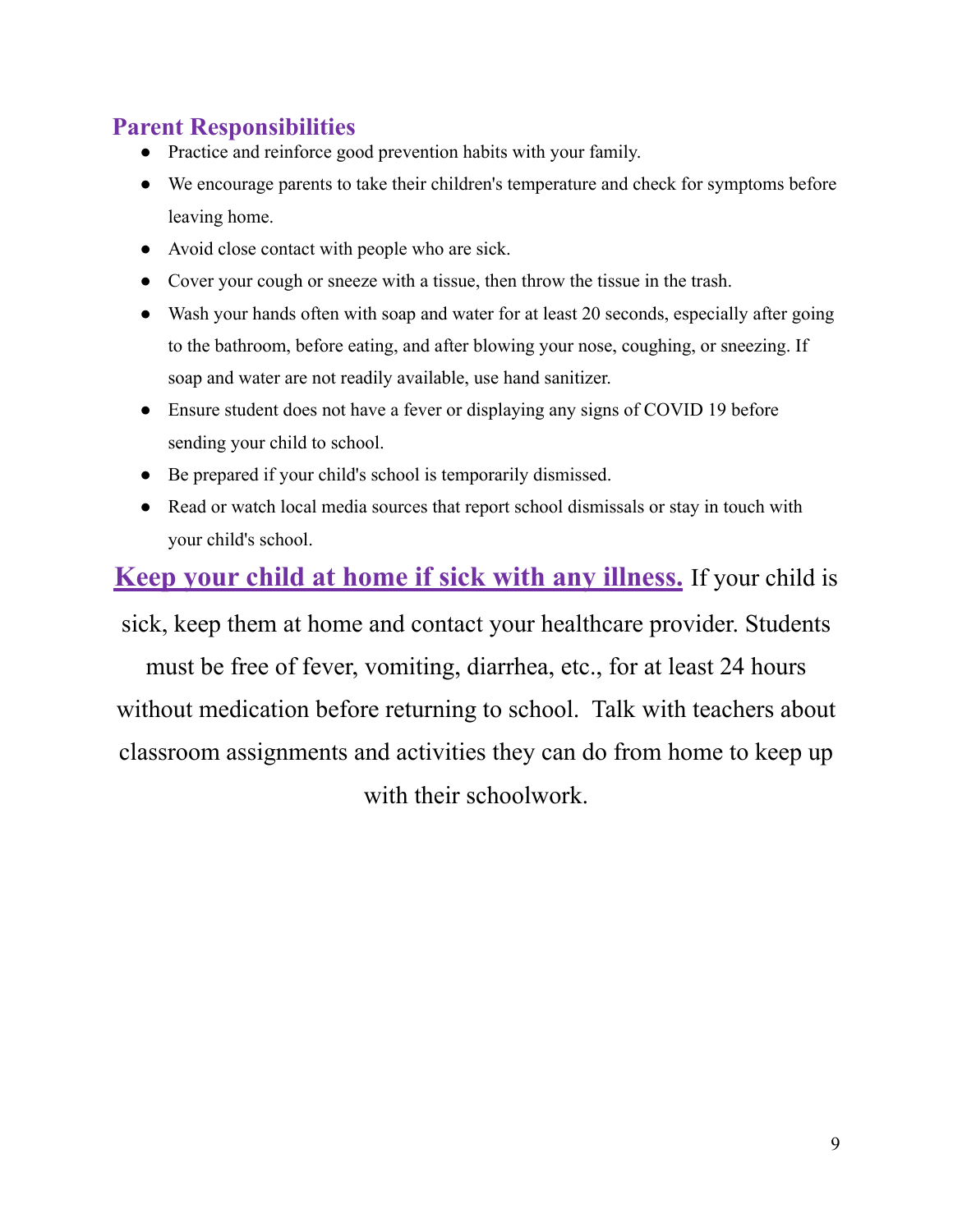## Parent Responsibilities

- Practice and reinforce good prevention habits with your family.
- We encourage parents to take their children's temperature and check for symptoms before leaving home.
- Avoid close contact with people who are sick.
- Cover your cough or sneeze with a tissue, then throw the tissue in the trash.
- Wash your hands often with soap and water for at least 20 seconds, especially after going to the bathroom, before eating, and after blowing your nose, coughing, or sneezing. If soap and water are not readily available, use hand sanitizer.
- Ensure student does not have a fever or displaying any signs of COVID 19 before sending your child to school.
- Be prepared if your child's school is temporarily dismissed.
- Read or watch local media sources that report school dismissals or stay in touch with your child's school.

**Keep your child at home if sick with any illness.** If your child is sick, keep them at home and contact your healthcare provider. Students must be free of fever, vomiting, diarrhea, etc., for at least 24 hours without medication before returning to school. Talk with teachers about classroom assignments and activities they can do from home to keep up with their schoolwork.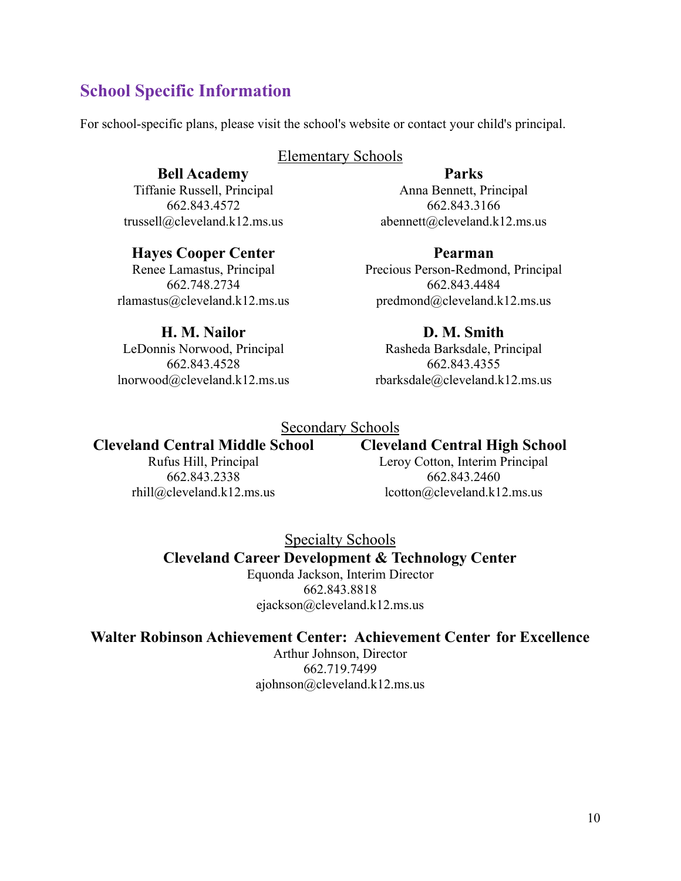## School Specific Information

For school-specific plans, please visit the school's website or contact your child's principal.

### Elementary Schools

**Bell Academy**
Tiffanie Russell, Principal
662.843.4572
trussell@cleveland.k12.ms.us

**Parks**
Anna Bennett, Principal
662.843.3166
abennett@cleveland.k12.ms.us

**Hayes Cooper Center**
Renee Lamastus, Principal
662.748.2734
rlamastus@cleveland.k12.ms.us

**Pearman**
Precious Person-Redmond, Principal
662.843.4484
predmond@cleveland.k12.ms.us

**H. M. Nailor**
LeDonnis Norwood, Principal
662.843.4528
lnorwood@cleveland.k12.ms.us

**D. M. Smith**
Rasheda Barksdale, Principal
662.843.4355
rbarksdale@cleveland.k12.ms.us

### Secondary Schools

**Cleveland Central Middle School**
Rufus Hill, Principal
662.843.2338
rhill@cleveland.k12.ms.us

**Cleveland Central High School**
Leroy Cotton, Interim Principal
662.843.2460
lcotton@cleveland.k12.ms.us

### Specialty Schools

**Cleveland Career Development & Technology Center**
Equonda Jackson, Interim Director
662.843.8818
ejackson@cleveland.k12.ms.us

**Walter Robinson Achievement Center: Achievement Center for Excellence**
Arthur Johnson, Director
662.719.7499
ajohnson@cleveland.k12.ms.us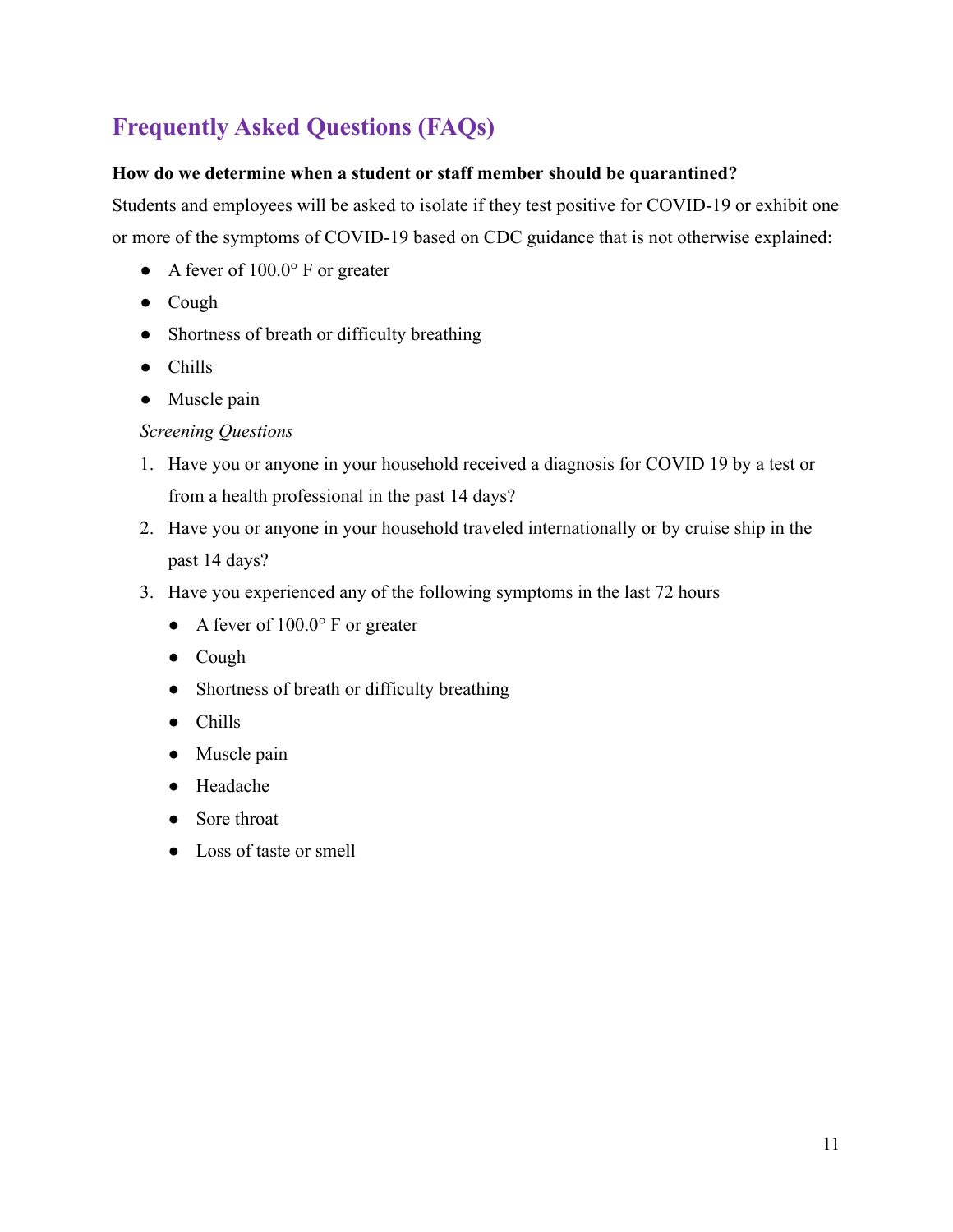## Frequently Asked Questions (FAQs)

**How do we determine when a student or staff member should be quarantined?**

Students and employees will be asked to isolate if they test positive for COVID-19 or exhibit one or more of the symptoms of COVID-19 based on CDC guidance that is not otherwise explained:

- A fever of 100.0° F or greater
- Cough
- Shortness of breath or difficulty breathing
- Chills
- Muscle pain

*Screening Questions*

1. Have you or anyone in your household received a diagnosis for COVID 19 by a test or from a health professional in the past 14 days?
2. Have you or anyone in your household traveled internationally or by cruise ship in the past 14 days?
3. Have you experienced any of the following symptoms in the last 72 hours
   - A fever of 100.0° F or greater
   - Cough
   - Shortness of breath or difficulty breathing
   - Chills
   - Muscle pain
   - Headache
   - Sore throat
   - Loss of taste or smell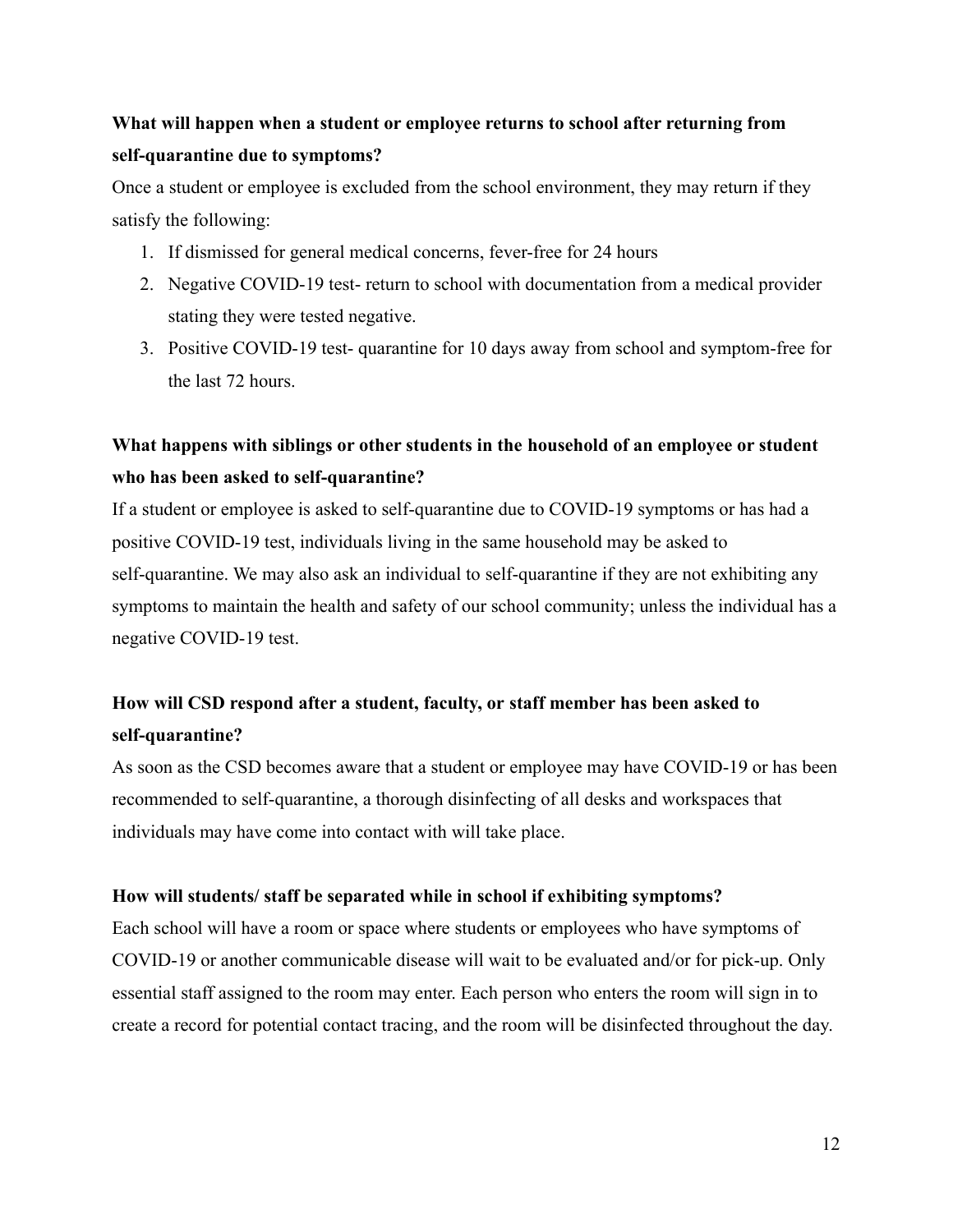**What will happen when a student or employee returns to school after returning from self-quarantine due to symptoms?**

Once a student or employee is excluded from the school environment, they may return if they satisfy the following:

1. If dismissed for general medical concerns, fever-free for 24 hours
2. Negative COVID-19 test- return to school with documentation from a medical provider stating they were tested negative.
3. Positive COVID-19 test- quarantine for 10 days away from school and symptom-free for the last 72 hours.

**What happens with siblings or other students in the household of an employee or student who has been asked to self-quarantine?**

If a student or employee is asked to self-quarantine due to COVID-19 symptoms or has had a positive COVID-19 test, individuals living in the same household may be asked to self-quarantine. We may also ask an individual to self-quarantine if they are not exhibiting any symptoms to maintain the health and safety of our school community; unless the individual has a negative COVID-19 test.

**How will CSD respond after a student, faculty, or staff member has been asked to self-quarantine?**

As soon as the CSD becomes aware that a student or employee may have COVID-19 or has been recommended to self-quarantine, a thorough disinfecting of all desks and workspaces that individuals may have come into contact with will take place.

**How will students/ staff be separated while in school if exhibiting symptoms?**

Each school will have a room or space where students or employees who have symptoms of COVID-19 or another communicable disease will wait to be evaluated and/or for pick-up. Only essential staff assigned to the room may enter. Each person who enters the room will sign in to create a record for potential contact tracing, and the room will be disinfected throughout the day.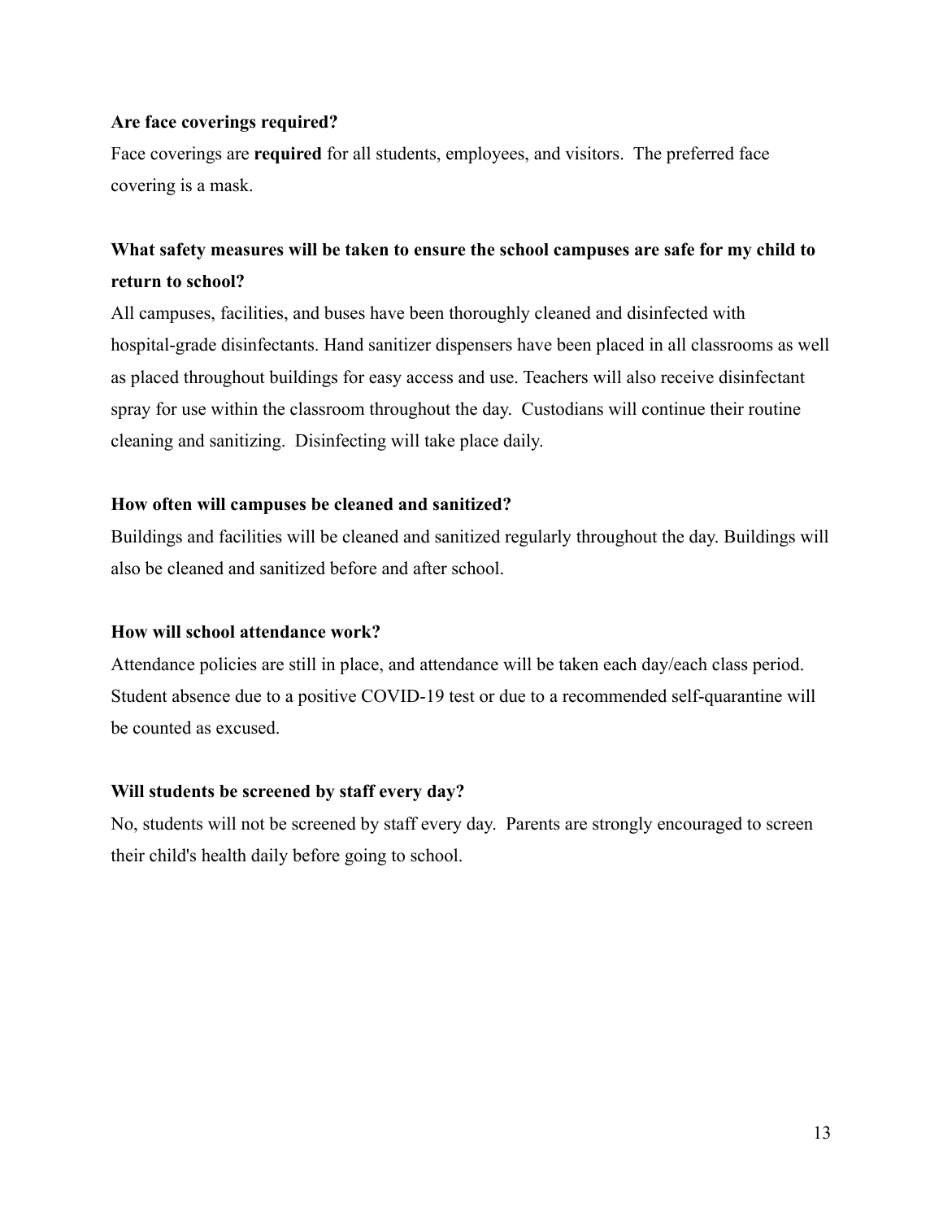**Are face coverings required?**

Face coverings are **required** for all students, employees, and visitors. The preferred face covering is a mask.

**What safety measures will be taken to ensure the school campuses are safe for my child to return to school?**

All campuses, facilities, and buses have been thoroughly cleaned and disinfected with hospital-grade disinfectants. Hand sanitizer dispensers have been placed in all classrooms as well as placed throughout buildings for easy access and use. Teachers will also receive disinfectant spray for use within the classroom throughout the day. Custodians will continue their routine cleaning and sanitizing. Disinfecting will take place daily.

**How often will campuses be cleaned and sanitized?**

Buildings and facilities will be cleaned and sanitized regularly throughout the day. Buildings will also be cleaned and sanitized before and after school.

**How will school attendance work?**

Attendance policies are still in place, and attendance will be taken each day/each class period. Student absence due to a positive COVID-19 test or due to a recommended self-quarantine will be counted as excused.

**Will students be screened by staff every day?**

No, students will not be screened by staff every day. Parents are strongly encouraged to screen their child's health daily before going to school.